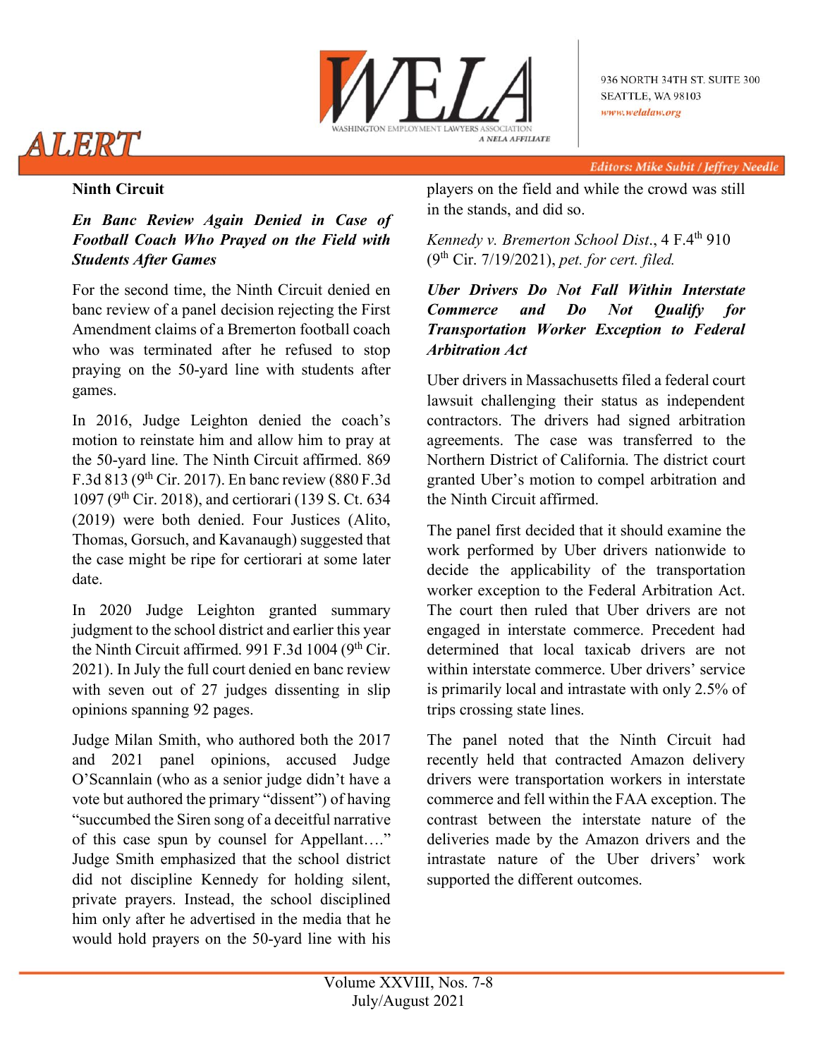# ALERT

WASHINGTON EMPLOYMENT LAWYERS ASSOCIATION
A NELA AFFILIATE

936 NORTH 34TH ST. SUITE 300
SEATTLE, WA 98103
www.welalaw.org

Editors: Mike Subit / Jeffrey Needle

## Ninth Circuit

### *En Banc Review Again Denied in Case of Football Coach Who Prayed on the Field with Students After Games*

For the second time, the Ninth Circuit denied en banc review of a panel decision rejecting the First Amendment claims of a Bremerton football coach who was terminated after he refused to stop praying on the 50-yard line with students after games.

In 2016, Judge Leighton denied the coach's motion to reinstate him and allow him to pray at the 50-yard line. The Ninth Circuit affirmed. 869 F.3d 813 (9th Cir. 2017). En banc review (880 F.3d 1097 (9th Cir. 2018), and certiorari (139 S. Ct. 634 (2019) were both denied. Four Justices (Alito, Thomas, Gorsuch, and Kavanaugh) suggested that the case might be ripe for certiorari at some later date.

In 2020 Judge Leighton granted summary judgment to the school district and earlier this year the Ninth Circuit affirmed. 991 F.3d 1004 (9th Cir. 2021). In July the full court denied en banc review with seven out of 27 judges dissenting in slip opinions spanning 92 pages.

Judge Milan Smith, who authored both the 2017 and 2021 panel opinions, accused Judge O'Scannlain (who as a senior judge didn't have a vote but authored the primary "dissent") of having "succumbed the Siren song of a deceitful narrative of this case spun by counsel for Appellant…." Judge Smith emphasized that the school district did not discipline Kennedy for holding silent, private prayers. Instead, the school disciplined him only after he advertised in the media that he would hold prayers on the 50-yard line with his players on the field and while the crowd was still in the stands, and did so.

*Kennedy v. Bremerton School Dist*., 4 F.4th 910 (9th Cir. 7/19/2021), *pet. for cert. filed.*

### *Uber Drivers Do Not Fall Within Interstate Commerce and Do Not Qualify for Transportation Worker Exception to Federal Arbitration Act*

Uber drivers in Massachusetts filed a federal court lawsuit challenging their status as independent contractors. The drivers had signed arbitration agreements. The case was transferred to the Northern District of California. The district court granted Uber's motion to compel arbitration and the Ninth Circuit affirmed.

The panel first decided that it should examine the work performed by Uber drivers nationwide to decide the applicability of the transportation worker exception to the Federal Arbitration Act. The court then ruled that Uber drivers are not engaged in interstate commerce. Precedent had determined that local taxicab drivers are not within interstate commerce. Uber drivers' service is primarily local and intrastate with only 2.5% of trips crossing state lines.

The panel noted that the Ninth Circuit had recently held that contracted Amazon delivery drivers were transportation workers in interstate commerce and fell within the FAA exception. The contrast between the interstate nature of the deliveries made by the Amazon drivers and the intrastate nature of the Uber drivers' work supported the different outcomes.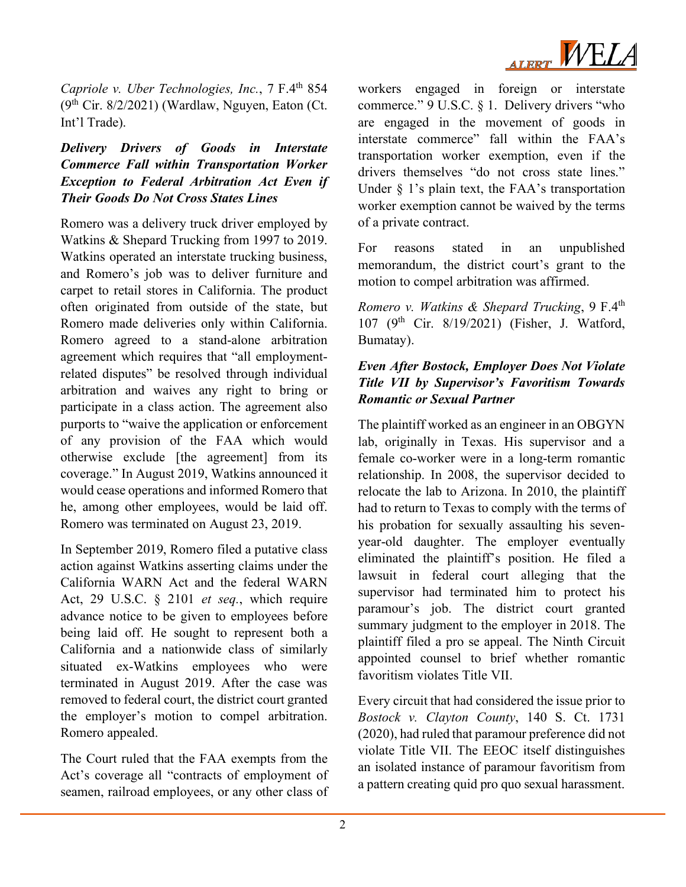*Capriole v. Uber Technologies, Inc.*, 7 F.4th 854 (9th Cir. 8/2/2021) (Wardlaw, Nguyen, Eaton (Ct. Int'l Trade).

***Delivery Drivers of Goods in Interstate Commerce Fall within Transportation Worker Exception to Federal Arbitration Act Even if Their Goods Do Not Cross States Lines***

Romero was a delivery truck driver employed by Watkins & Shepard Trucking from 1997 to 2019. Watkins operated an interstate trucking business, and Romero's job was to deliver furniture and carpet to retail stores in California. The product often originated from outside of the state, but Romero made deliveries only within California. Romero agreed to a stand-alone arbitration agreement which requires that "all employment-related disputes" be resolved through individual arbitration and waives any right to bring or participate in a class action. The agreement also purports to "waive the application or enforcement of any provision of the FAA which would otherwise exclude [the agreement] from its coverage." In August 2019, Watkins announced it would cease operations and informed Romero that he, among other employees, would be laid off. Romero was terminated on August 23, 2019.

In September 2019, Romero filed a putative class action against Watkins asserting claims under the California WARN Act and the federal WARN Act, 29 U.S.C. § 2101 *et seq.*, which require advance notice to be given to employees before being laid off. He sought to represent both a California and a nationwide class of similarly situated ex-Watkins employees who were terminated in August 2019. After the case was removed to federal court, the district court granted the employer's motion to compel arbitration. Romero appealed.

The Court ruled that the FAA exempts from the Act's coverage all "contracts of employment of seamen, railroad employees, or any other class of workers engaged in foreign or interstate commerce." 9 U.S.C. § 1. Delivery drivers "who are engaged in the movement of goods in interstate commerce" fall within the FAA's transportation worker exemption, even if the drivers themselves "do not cross state lines." Under § 1's plain text, the FAA's transportation worker exemption cannot be waived by the terms of a private contract.

For reasons stated in an unpublished memorandum, the district court's grant to the motion to compel arbitration was affirmed.

*Romero v. Watkins & Shepard Trucking*, 9 F.4th 107 (9th Cir. 8/19/2021) (Fisher, J. Watford, Bumatay).

***Even After Bostock, Employer Does Not Violate Title VII by Supervisor's Favoritism Towards Romantic or Sexual Partner***

The plaintiff worked as an engineer in an OBGYN lab, originally in Texas. His supervisor and a female co-worker were in a long-term romantic relationship. In 2008, the supervisor decided to relocate the lab to Arizona. In 2010, the plaintiff had to return to Texas to comply with the terms of his probation for sexually assaulting his seven-year-old daughter. The employer eventually eliminated the plaintiff's position. He filed a lawsuit in federal court alleging that the supervisor had terminated him to protect his paramour's job. The district court granted summary judgment to the employer in 2018. The plaintiff filed a pro se appeal. The Ninth Circuit appointed counsel to brief whether romantic favoritism violates Title VII.

Every circuit that had considered the issue prior to *Bostock v. Clayton County*, 140 S. Ct. 1731 (2020), had ruled that paramour preference did not violate Title VII. The EEOC itself distinguishes an isolated instance of paramour favoritism from a pattern creating quid pro quo sexual harassment.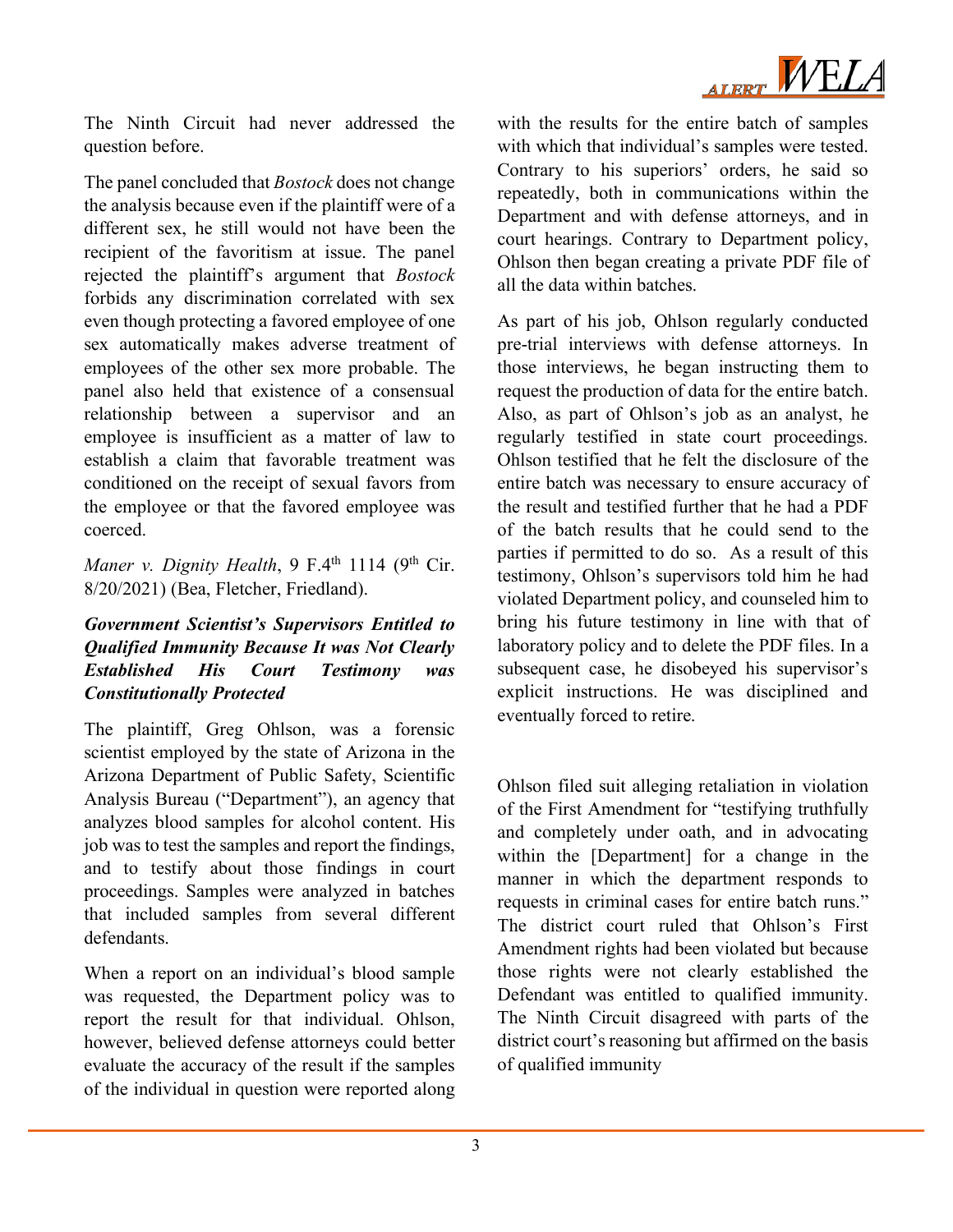The Ninth Circuit had never addressed the question before.

The panel concluded that *Bostock* does not change the analysis because even if the plaintiff were of a different sex, he still would not have been the recipient of the favoritism at issue. The panel rejected the plaintiff's argument that *Bostock* forbids any discrimination correlated with sex even though protecting a favored employee of one sex automatically makes adverse treatment of employees of the other sex more probable. The panel also held that existence of a consensual relationship between a supervisor and an employee is insufficient as a matter of law to establish a claim that favorable treatment was conditioned on the receipt of sexual favors from the employee or that the favored employee was coerced.

*Maner v. Dignity Health*, 9 F.4th 1114 (9th Cir. 8/20/2021) (Bea, Fletcher, Friedland).

***Government Scientist's Supervisors Entitled to Qualified Immunity Because It was Not Clearly Established His Court Testimony was Constitutionally Protected***

The plaintiff, Greg Ohlson, was a forensic scientist employed by the state of Arizona in the Arizona Department of Public Safety, Scientific Analysis Bureau ("Department"), an agency that analyzes blood samples for alcohol content. His job was to test the samples and report the findings, and to testify about those findings in court proceedings. Samples were analyzed in batches that included samples from several different defendants.

When a report on an individual's blood sample was requested, the Department policy was to report the result for that individual. Ohlson, however, believed defense attorneys could better evaluate the accuracy of the result if the samples of the individual in question were reported along with the results for the entire batch of samples with which that individual's samples were tested. Contrary to his superiors' orders, he said so repeatedly, both in communications within the Department and with defense attorneys, and in court hearings. Contrary to Department policy, Ohlson then began creating a private PDF file of all the data within batches.

As part of his job, Ohlson regularly conducted pre-trial interviews with defense attorneys. In those interviews, he began instructing them to request the production of data for the entire batch. Also, as part of Ohlson's job as an analyst, he regularly testified in state court proceedings. Ohlson testified that he felt the disclosure of the entire batch was necessary to ensure accuracy of the result and testified further that he had a PDF of the batch results that he could send to the parties if permitted to do so. As a result of this testimony, Ohlson's supervisors told him he had violated Department policy, and counseled him to bring his future testimony in line with that of laboratory policy and to delete the PDF files. In a subsequent case, he disobeyed his supervisor's explicit instructions. He was disciplined and eventually forced to retire.

Ohlson filed suit alleging retaliation in violation of the First Amendment for "testifying truthfully and completely under oath, and in advocating within the [Department] for a change in the manner in which the department responds to requests in criminal cases for entire batch runs." The district court ruled that Ohlson's First Amendment rights had been violated but because those rights were not clearly established the Defendant was entitled to qualified immunity. The Ninth Circuit disagreed with parts of the district court's reasoning but affirmed on the basis of qualified immunity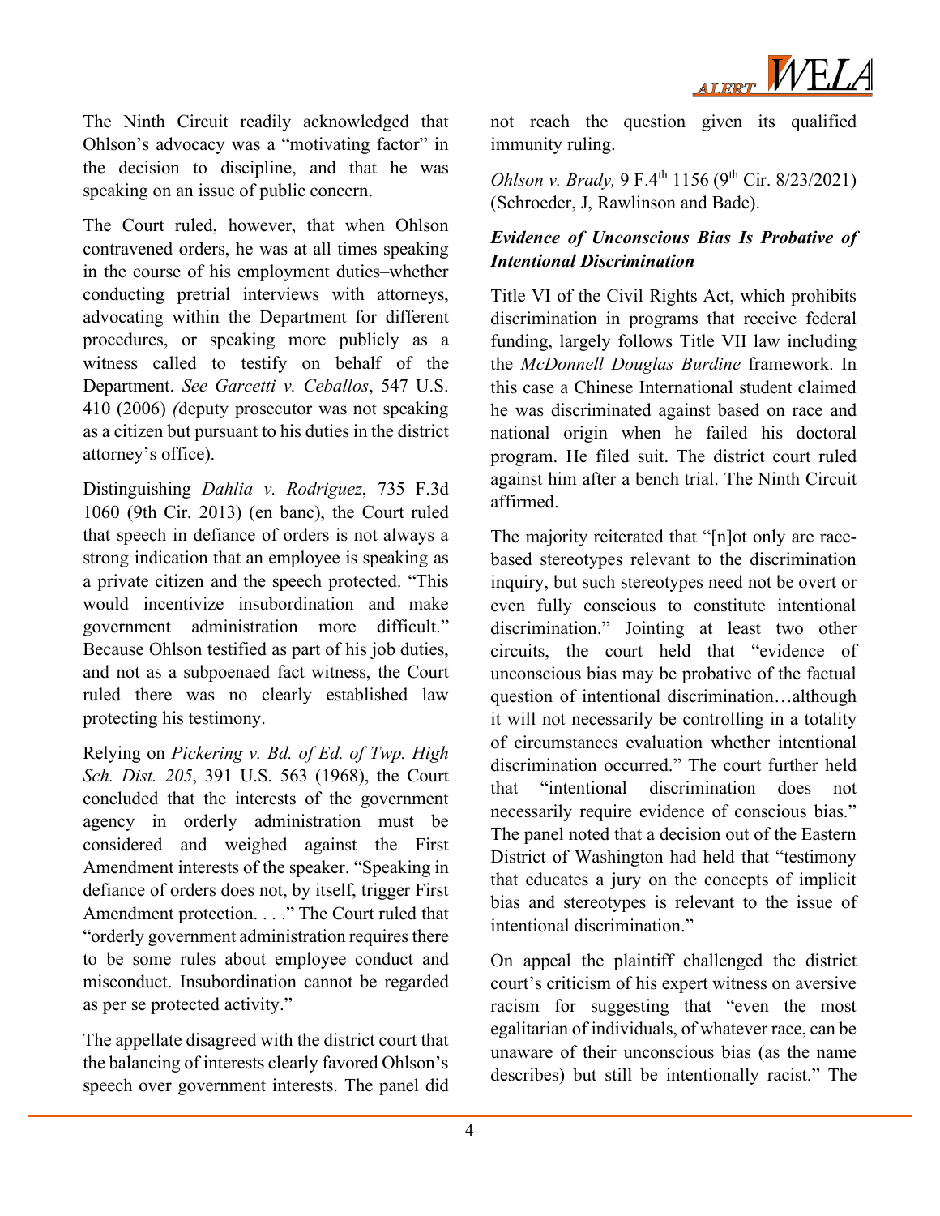The Ninth Circuit readily acknowledged that Ohlson's advocacy was a "motivating factor" in the decision to discipline, and that he was speaking on an issue of public concern.

The Court ruled, however, that when Ohlson contravened orders, he was at all times speaking in the course of his employment duties–whether conducting pretrial interviews with attorneys, advocating within the Department for different procedures, or speaking more publicly as a witness called to testify on behalf of the Department. *See Garcetti v. Ceballos*, 547 U.S. 410 (2006) *(*deputy prosecutor was not speaking as a citizen but pursuant to his duties in the district attorney's office).

Distinguishing *Dahlia v. Rodriguez*, 735 F.3d 1060 (9th Cir. 2013) (en banc), the Court ruled that speech in defiance of orders is not always a strong indication that an employee is speaking as a private citizen and the speech protected. "This would incentivize insubordination and make government administration more difficult." Because Ohlson testified as part of his job duties, and not as a subpoenaed fact witness, the Court ruled there was no clearly established law protecting his testimony.

Relying on *Pickering v. Bd. of Ed. of Twp. High Sch. Dist. 205*, 391 U.S. 563 (1968), the Court concluded that the interests of the government agency in orderly administration must be considered and weighed against the First Amendment interests of the speaker. "Speaking in defiance of orders does not, by itself, trigger First Amendment protection. . . ." The Court ruled that "orderly government administration requires there to be some rules about employee conduct and misconduct. Insubordination cannot be regarded as per se protected activity."

The appellate disagreed with the district court that the balancing of interests clearly favored Ohlson's speech over government interests. The panel did not reach the question given its qualified immunity ruling.

*Ohlson v. Brady,* 9 F.4th 1156 (9th Cir. 8/23/2021) (Schroeder, J, Rawlinson and Bade).

### *Evidence of Unconscious Bias Is Probative of Intentional Discrimination*

Title VI of the Civil Rights Act, which prohibits discrimination in programs that receive federal funding, largely follows Title VII law including the *McDonnell Douglas Burdine* framework. In this case a Chinese International student claimed he was discriminated against based on race and national origin when he failed his doctoral program. He filed suit. The district court ruled against him after a bench trial. The Ninth Circuit affirmed.

The majority reiterated that "[n]ot only are race-based stereotypes relevant to the discrimination inquiry, but such stereotypes need not be overt or even fully conscious to constitute intentional discrimination." Jointing at least two other circuits, the court held that "evidence of unconscious bias may be probative of the factual question of intentional discrimination…although it will not necessarily be controlling in a totality of circumstances evaluation whether intentional discrimination occurred." The court further held that "intentional discrimination does not necessarily require evidence of conscious bias." The panel noted that a decision out of the Eastern District of Washington had held that "testimony that educates a jury on the concepts of implicit bias and stereotypes is relevant to the issue of intentional discrimination."

On appeal the plaintiff challenged the district court's criticism of his expert witness on aversive racism for suggesting that "even the most egalitarian of individuals, of whatever race, can be unaware of their unconscious bias (as the name describes) but still be intentionally racist." The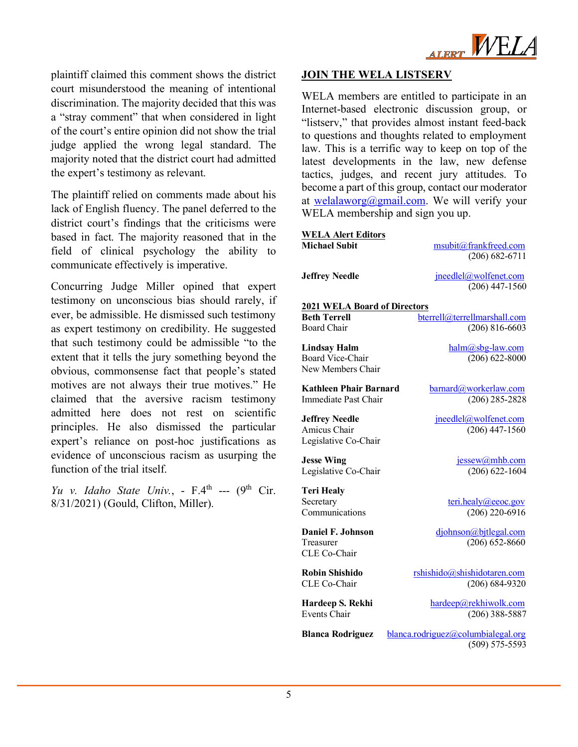plaintiff claimed this comment shows the district court misunderstood the meaning of intentional discrimination. The majority decided that this was a "stray comment" that when considered in light of the court's entire opinion did not show the trial judge applied the wrong legal standard. The majority noted that the district court had admitted the expert's testimony as relevant.

The plaintiff relied on comments made about his lack of English fluency. The panel deferred to the district court's findings that the criticisms were based in fact. The majority reasoned that in the field of clinical psychology the ability to communicate effectively is imperative.

Concurring Judge Miller opined that expert testimony on unconscious bias should rarely, if ever, be admissible. He dismissed such testimony as expert testimony on credibility. He suggested that such testimony could be admissible "to the extent that it tells the jury something beyond the obvious, commonsense fact that people's stated motives are not always their true motives." He claimed that the aversive racism testimony admitted here does not rest on scientific principles. He also dismissed the particular expert's reliance on post-hoc justifications as evidence of unconscious racism as usurping the function of the trial itself.

*Yu v. Idaho State Univ.*, - F.4th --- (9th Cir. 8/31/2021) (Gould, Clifton, Miller).

## JOIN THE WELA LISTSERV

WELA members are entitled to participate in an Internet-based electronic discussion group, or "listserv," that provides almost instant feed-back to questions and thoughts related to employment law. This is a terrific way to keep on top of the latest developments in the law, new defense tactics, judges, and recent jury attitudes. To become a part of this group, contact our moderator at welalaworg@gmail.com. We will verify your WELA membership and sign you up.

**WELA Alert Editors**

**Michael Subit** — msubit@frankfreed.com — (206) 682-6711

**Jeffrey Needle** — jneedlel@wolfenet.com — (206) 447-1560

**2021 WELA Board of Directors**

**Beth Terrell**
Board Chair
bterrell@terrellmarshall.com — (206) 816-6603

**Lindsay Halm**
Board Vice-Chair
New Members Chair
halm@sbg-law.com — (206) 622-8000

**Kathleen Phair Barnard**
Immediate Past Chair
barnard@workerlaw.com — (206) 285-2828

**Jeffrey Needle**
Amicus Chair
Legislative Co-Chair
jneedlel@wolfenet.com — (206) 447-1560

**Jesse Wing**
Legislative Co-Chair
jessew@mhb.com — (206) 622-1604

**Teri Healy**
Secretary
Communications
teri.healy@eeoc.gov — (206) 220-6916

**Daniel F. Johnson**
Treasurer
CLE Co-Chair
djohnson@bjtlegal.com — (206) 652-8660

**Robin Shishido**
CLE Co-Chair
rshishido@shishidotaren.com — (206) 684-9320

**Hardeep S. Rekhi**
Events Chair
hardeep@rekhiwolk.com — (206) 388-5887

**Blanca Rodriguez**
blanca.rodriguez@columbialegal.org — (509) 575-5593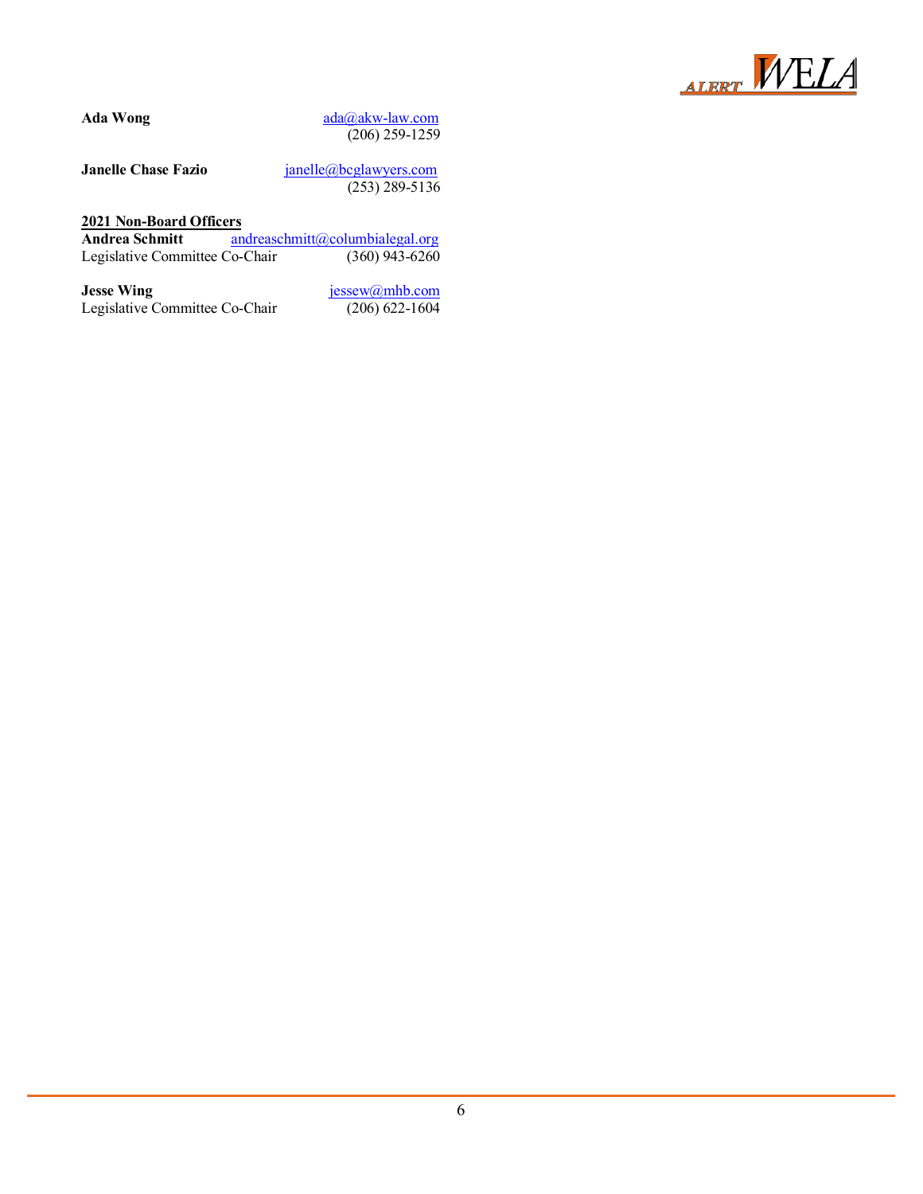**Ada Wong** ada@akw-law.com
(206) 259-1259

**Janelle Chase Fazio** janelle@bcglawyers.com
(253) 289-5136

**2021 Non-Board Officers**

**Andrea Schmitt** andreaschmitt@columbialegal.org
Legislative Committee Co-Chair (360) 943-6260

**Jesse Wing** jessew@mhb.com
Legislative Committee Co-Chair (206) 622-1604